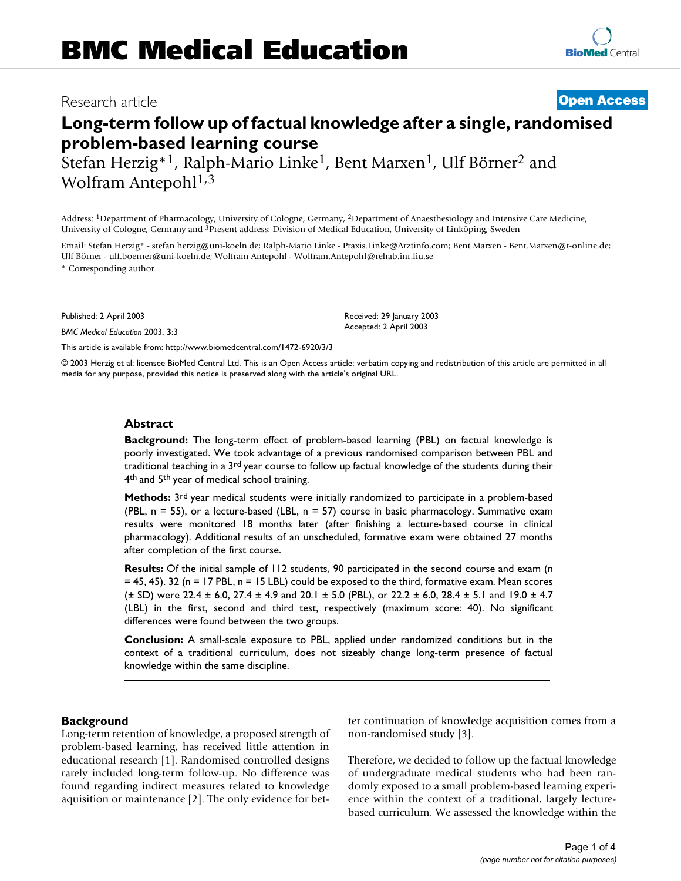Research article

# Long-term follow up of factual knowledge after a single, randomised problem-based learning course

Stefan Herzig*[1], Ralph-Mario Linke[1], Bent Marxen[1], Ulf Börner[2] and Wolfram Antepohl[1,3]

Address: [1]Department of Pharmacology, University of Cologne, Germany, [2]Department of Anaesthesiology and Intensive Care Medicine, University of Cologne, Germany and [3]Present address: Division of Medical Education, University of Linköping, Sweden

Email: Stefan Herzig* - stefan.herzig@uni-koeln.de; Ralph-Mario Linke - Praxis.Linke@Arztinfo.com; Bent Marxen - Bent.Marxen@t-online.de; Ulf Börner - ulf.boerner@uni-koeln.de; Wolfram Antepohl - Wolfram.Antepohl@rehab.inr.liu.se

* Corresponding author

Published: 2 April 2003

*BMC Medical Education* 2003, **3**:3

Received: 29 January 2003
Accepted: 2 April 2003

This article is available from: http://www.biomedcentral.com/1472-6920/3/3

© 2003 Herzig et al; licensee BioMed Central Ltd. This is an Open Access article: verbatim copying and redistribution of this article are permitted in all media for any purpose, provided this notice is preserved along with the article's original URL.

## Abstract

**Background:** The long-term effect of problem-based learning (PBL) on factual knowledge is poorly investigated. We took advantage of a previous randomised comparison between PBL and traditional teaching in a 3rd year course to follow up factual knowledge of the students during their 4th and 5th year of medical school training.

**Methods:** 3rd year medical students were initially randomized to participate in a problem-based (PBL, n = 55), or a lecture-based (LBL, n = 57) course in basic pharmacology. Summative exam results were monitored 18 months later (after finishing a lecture-based course in clinical pharmacology). Additional results of an unscheduled, formative exam were obtained 27 months after completion of the first course.

**Results:** Of the initial sample of 112 students, 90 participated in the second course and exam (n = 45, 45). 32 (n = 17 PBL, n = 15 LBL) could be exposed to the third, formative exam. Mean scores (± SD) were 22.4 ± 6.0, 27.4 ± 4.9 and 20.1 ± 5.0 (PBL), or 22.2 ± 6.0, 28.4 ± 5.1 and 19.0 ± 4.7 (LBL) in the first, second and third test, respectively (maximum score: 40). No significant differences were found between the two groups.

**Conclusion:** A small-scale exposure to PBL, applied under randomized conditions but in the context of a traditional curriculum, does not sizeably change long-term presence of factual knowledge within the same discipline.

## Background

Long-term retention of knowledge, a proposed strength of problem-based learning, has received little attention in educational research [1]. Randomised controlled designs rarely included long-term follow-up. No difference was found regarding indirect measures related to knowledge aquisition or maintenance [2]. The only evidence for better continuation of knowledge acquisition comes from a non-randomised study [3].

Therefore, we decided to follow up the factual knowledge of undergraduate medical students who had been randomly exposed to a small problem-based learning experience within the context of a traditional, largely lecture-based curriculum. We assessed the knowledge within the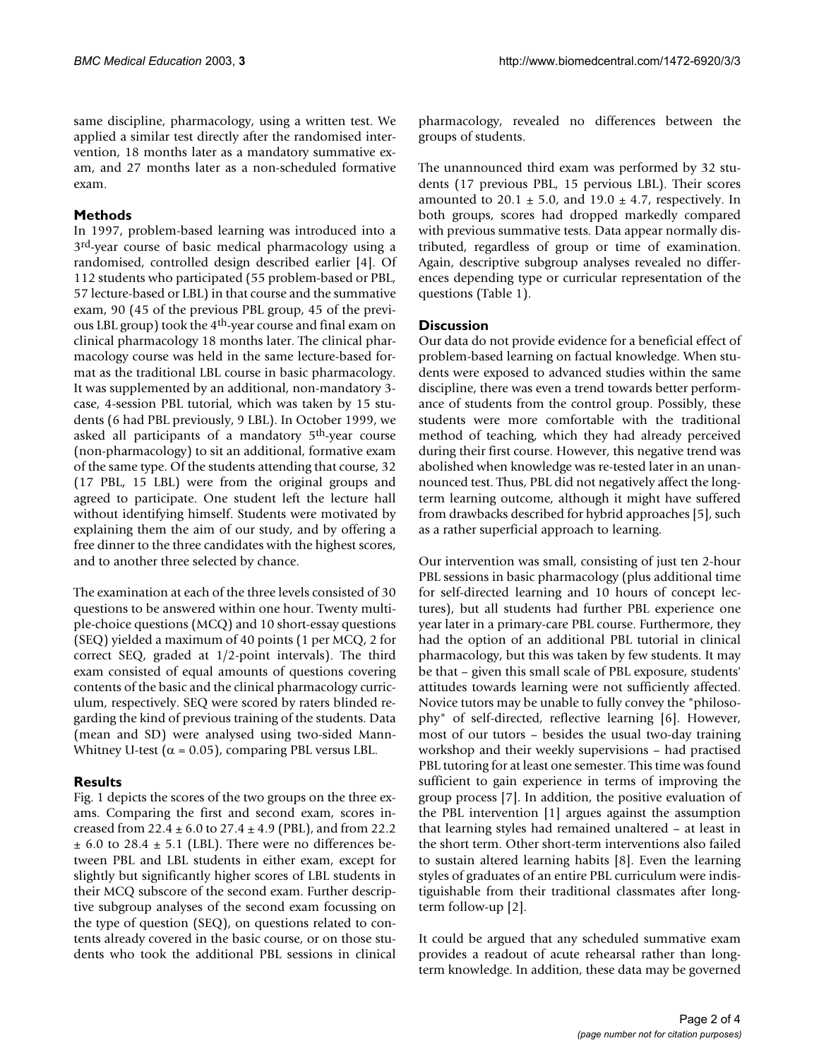same discipline, pharmacology, using a written test. We applied a similar test directly after the randomised intervention, 18 months later as a mandatory summative exam, and 27 months later as a non-scheduled formative exam.

## Methods

In 1997, problem-based learning was introduced into a 3rd-year course of basic medical pharmacology using a randomised, controlled design described earlier [4]. Of 112 students who participated (55 problem-based or PBL, 57 lecture-based or LBL) in that course and the summative exam, 90 (45 of the previous PBL group, 45 of the previous LBL group) took the 4th-year course and final exam on clinical pharmacology 18 months later. The clinical pharmacology course was held in the same lecture-based format as the traditional LBL course in basic pharmacology. It was supplemented by an additional, non-mandatory 3-case, 4-session PBL tutorial, which was taken by 15 students (6 had PBL previously, 9 LBL). In October 1999, we asked all participants of a mandatory 5th-year course (non-pharmacology) to sit an additional, formative exam of the same type. Of the students attending that course, 32 (17 PBL, 15 LBL) were from the original groups and agreed to participate. One student left the lecture hall without identifying himself. Students were motivated by explaining them the aim of our study, and by offering a free dinner to the three candidates with the highest scores, and to another three selected by chance.

The examination at each of the three levels consisted of 30 questions to be answered within one hour. Twenty multiple-choice questions (MCQ) and 10 short-essay questions (SEQ) yielded a maximum of 40 points (1 per MCQ, 2 for correct SEQ, graded at 1/2-point intervals). The third exam consisted of equal amounts of questions covering contents of the basic and the clinical pharmacology curriculum, respectively. SEQ were scored by raters blinded regarding the kind of previous training of the students. Data (mean and SD) were analysed using two-sided Mann-Whitney U-test ($\alpha = 0.05$), comparing PBL versus LBL.

## Results

Fig. 1 depicts the scores of the two groups on the three exams. Comparing the first and second exam, scores increased from $22.4 \pm 6.0$ to $27.4 \pm 4.9$ (PBL), and from $22.2 \pm 6.0$ to $28.4 \pm 5.1$ (LBL). There were no differences between PBL and LBL students in either exam, except for slightly but significantly higher scores of LBL students in their MCQ subscore of the second exam. Further descriptive subgroup analyses of the second exam focussing on the type of question (SEQ), on questions related to contents already covered in the basic course, or on those students who took the additional PBL sessions in clinical pharmacology, revealed no differences between the groups of students.

The unannounced third exam was performed by 32 students (17 previous PBL, 15 pervious LBL). Their scores amounted to $20.1 \pm 5.0$, and $19.0 \pm 4.7$, respectively. In both groups, scores had dropped markedly compared with previous summative tests. Data appear normally distributed, regardless of group or time of examination. Again, descriptive subgroup analyses revealed no differences depending type or curricular representation of the questions (Table 1).

## Discussion

Our data do not provide evidence for a beneficial effect of problem-based learning on factual knowledge. When students were exposed to advanced studies within the same discipline, there was even a trend towards better performance of students from the control group. Possibly, these students were more comfortable with the traditional method of teaching, which they had already perceived during their first course. However, this negative trend was abolished when knowledge was re-tested later in an unannounced test. Thus, PBL did not negatively affect the long-term learning outcome, although it might have suffered from drawbacks described for hybrid approaches [5], such as a rather superficial approach to learning.

Our intervention was small, consisting of just ten 2-hour PBL sessions in basic pharmacology (plus additional time for self-directed learning and 10 hours of concept lectures), but all students had further PBL experience one year later in a primary-care PBL course. Furthermore, they had the option of an additional PBL tutorial in clinical pharmacology, but this was taken by few students. It may be that – given this small scale of PBL exposure, students' attitudes towards learning were not sufficiently affected. Novice tutors may be unable to fully convey the "philosophy" of self-directed, reflective learning [6]. However, most of our tutors – besides the usual two-day training workshop and their weekly supervisions – had practised PBL tutoring for at least one semester. This time was found sufficient to gain experience in terms of improving the group process [7]. In addition, the positive evaluation of the PBL intervention [1] argues against the assumption that learning styles had remained unaltered – at least in the short term. Other short-term interventions also failed to sustain altered learning habits [8]. Even the learning styles of graduates of an entire PBL curriculum were indistinguishable from their traditional classmates after long-term follow-up [2].

It could be argued that any scheduled summative exam provides a readout of acute rehearsal rather than long-term knowledge. In addition, these data may be governed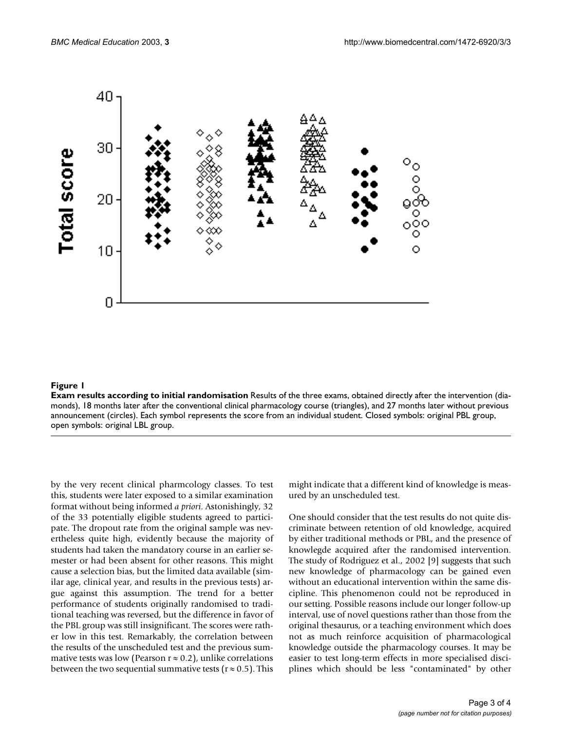**Figure 1**

**Exam results according to initial randomisation** Results of the three exams, obtained directly after the intervention (diamonds), 18 months later after the conventional clinical pharmacology course (triangles), and 27 months later without previous announcement (circles). Each symbol represents the score from an individual student. Closed symbols: original PBL group, open symbols: original LBL group.

by the very recent clinical pharmcology classes. To test this, students were later exposed to a similar examination format without being informed *a priori*. Astonishingly, 32 of the 33 potentially eligible students agreed to participate. The dropout rate from the original sample was nevertheless quite high, evidently because the majority of students had taken the mandatory course in an earlier semester or had been absent for other reasons. This might cause a selection bias, but the limited data available (similar age, clinical year, and results in the previous tests) argue against this assumption. The trend for a better performance of students originally randomised to traditional teaching was reversed, but the difference in favor of the PBL group was still insignificant. The scores were rather low in this test. Remarkably, the correlation between the results of the unscheduled test and the previous summative tests was low (Pearson $r \approx 0.2$), unlike correlations between the two sequential summative tests ($r \approx 0.5$). This might indicate that a different kind of knowledge is measured by an unscheduled test.

One should consider that the test results do not quite discriminate between retention of old knowledge, acquired by either traditional methods or PBL, and the presence of knowlegde acquired after the randomised intervention. The study of Rodriguez et al., 2002 [9] suggests that such new knowledge of pharmacology can be gained even without an educational intervention within the same discipline. This phenomenon could not be reproduced in our setting. Possible reasons include our longer follow-up interval, use of novel questions rather than those from the original thesaurus, or a teaching environment which does not as much reinforce acquisition of pharmacological knowledge outside the pharmacology courses. It may be easier to test long-term effects in more specialised disciplines which should be less "contaminated" by other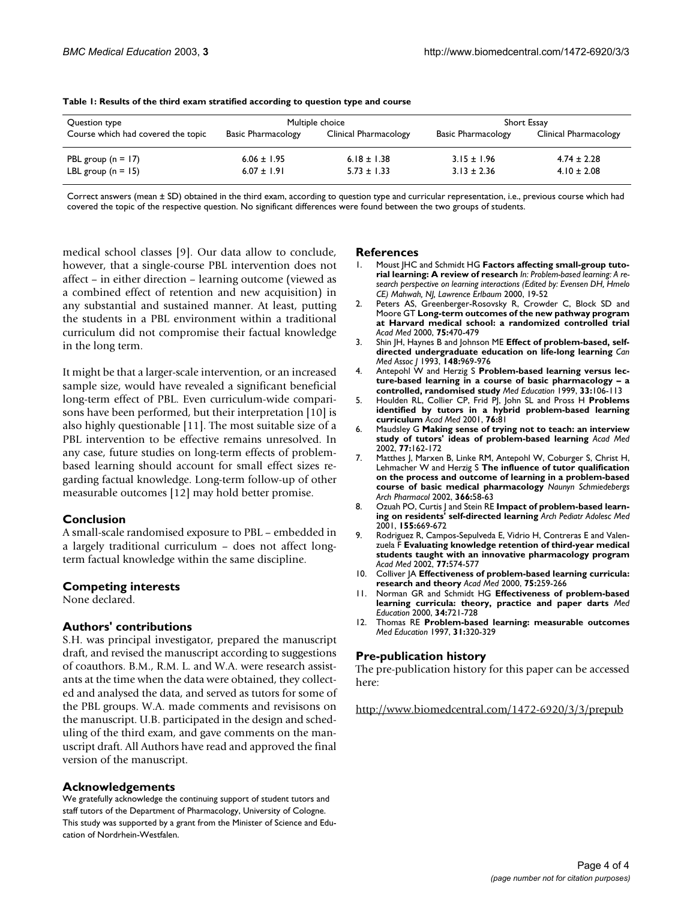**Table 1: Results of the third exam stratified according to question type and course**

| Question type | Multiple choice | | Short Essay | |
|---|---|---|---|---|
| Course which had covered the topic | Basic Pharmacology | Clinical Pharmacology | Basic Pharmacology | Clinical Pharmacology |
| PBL group (n = 17) | 6.06 ± 1.95 | 6.18 ± 1.38 | 3.15 ± 1.96 | 4.74 ± 2.28 |
| LBL group (n = 15) | 6.07 ± 1.91 | 5.73 ± 1.33 | 3.13 ± 2.36 | 4.10 ± 2.08 |

Correct answers (mean ± SD) obtained in the third exam, according to question type and curricular representation, i.e., previous course which had covered the topic of the respective question. No significant differences were found between the two groups of students.

medical school classes [9]. Our data allow to conclude, however, that a single-course PBL intervention does not affect – in either direction – learning outcome (viewed as a combined effect of retention and new acquisition) in any substantial and sustained manner. At least, putting the students in a PBL environment within a traditional curriculum did not compromise their factual knowledge in the long term.

It might be that a larger-scale intervention, or an increased sample size, would have revealed a significant beneficial long-term effect of PBL. Even curriculum-wide comparisons have been performed, but their interpretation [10] is also highly questionable [11]. The most suitable size of a PBL intervention to be effective remains unresolved. In any case, future studies on long-term effects of problem-based learning should account for small effect sizes regarding factual knowledge. Long-term follow-up of other measurable outcomes [12] may hold better promise.

## Conclusion

A small-scale randomised exposure to PBL – embedded in a largely traditional curriculum – does not affect long-term factual knowledge within the same discipline.

## Competing interests

None declared.

## Authors' contributions

S.H. was principal investigator, prepared the manuscript draft, and revised the manuscript according to suggestions of coauthors. B.M., R.M. L. and W.A. were research assistants at the time when the data were obtained, they collected and analysed the data, and served as tutors for some of the PBL groups. W.A. made comments and revisisons on the manuscript. U.B. participated in the design and scheduling of the third exam, and gave comments on the manuscript draft. All Authors have read and approved the final version of the manuscript.

## Acknowledgements

We gratefully acknowledge the continuing support of student tutors and staff tutors of the Department of Pharmacology, University of Cologne. This study was supported by a grant from the Minister of Science and Education of Nordrhein-Westfalen.

## References

1. Moust JHC and Schmidt HG **Factors affecting small-group tutorial learning: A review of research** *In: Problem-based learning: A research perspective on learning interactions (Edited by: Evensen DH, Hmelo CE) Mahwah, NJ, Lawrence Erlbaum* 2000, 19-52
2. Peters AS, Greenberger-Rosovsky R, Crowder C, Block SD and Moore GT **Long-term outcomes of the new pathway program at Harvard medical school: a randomized controlled trial** *Acad Med* 2000, **75:**470-479
3. Shin JH, Haynes B and Johnson ME **Effect of problem-based, self-directed undergraduate education on life-long learning** *Can Med Assoc J* 1993, **148:**969-976
4. Antepohl W and Herzig S **Problem-based learning versus lecture-based learning in a course of basic pharmacology – a controlled, randomised study** *Med Education* 1999, **33:**106-113
5. Houlden RL, Collier CP, Frid PJ, John SL and Pross H **Problems identified by tutors in a hybrid problem-based learning curriculum** *Acad Med* 2001, **76:**81
6. Maudsley G **Making sense of trying not to teach: an interview study of tutors' ideas of problem-based learning** *Acad Med* 2002, **77:**162-172
7. Matthes J, Marxen B, Linke RM, Antepohl W, Coburger S, Christ H, Lehmacher W and Herzig S **The influence of tutor qualification on the process and outcome of learning in a problem-based course of basic medical pharmacology** *Naunyn Schmiedebergs Arch Pharmacol* 2002, **366:**58-63
8. Ozuah PO, Curtis J and Stein RE **Impact of problem-based learning on residents' self-directed learning** *Arch Pediatr Adolesc Med* 2001, **155:**669-672
9. Rodriguez R, Campos-Sepulveda E, Vidrio H, Contreras E and Valenzuela F **Evaluating knowledge retention of third-year medical students taught with an innovative pharmacology program** *Acad Med* 2002, **77:**574-577
10. Colliver JA **Effectiveness of problem-based learning curricula: research and theory** *Acad Med* 2000, **75:**259-266
11. Norman GR and Schmidt HG **Effectiveness of problem-based learning curricula: theory, practice and paper darts** *Med Education* 2000, **34:**721-728
12. Thomas RE **Problem-based learning: measurable outcomes** *Med Education* 1997, **31:**320-329

## Pre-publication history

The pre-publication history for this paper can be accessed here:

http://www.biomedcentral.com/1472-6920/3/3/prepub